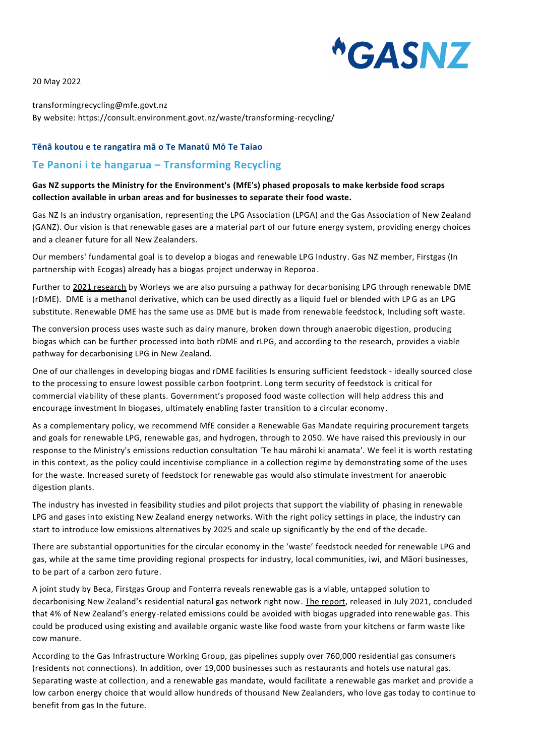GASNZ

20 May 2022

transformingrecycling@mfe.govt.nz
By website: https://consult.environment.govt.nz/waste/transforming-recycling/

**Tēnā koutou e te rangatira mā o Te Manatū Mō Te Taiao**

## Te Panoni i te hangarua – Transforming Recycling

**Gas NZ supports the Ministry for the Environment's (MfE's) phased proposals to make kerbside food scraps collection available in urban areas and for businesses to separate their food waste.**

Gas NZ Is an industry organisation, representing the LPG Association (LPGA) and the Gas Association of New Zealand (GANZ). Our vision is that renewable gases are a material part of our future energy system, providing energy choices and a cleaner future for all New Zealanders.

Our members' fundamental goal is to develop a biogas and renewable LPG Industry. Gas NZ member, Firstgas (In partnership with Ecogas) already has a biogas project underway in Reporoa.

Further to 2021 research by Worleys we are also pursuing a pathway for decarbonising LPG through renewable DME (rDME). DME is a methanol derivative, which can be used directly as a liquid fuel or blended with LPG as an LPG substitute. Renewable DME has the same use as DME but is made from renewable feedstock, Including soft waste.

The conversion process uses waste such as dairy manure, broken down through anaerobic digestion, producing biogas which can be further processed into both rDME and rLPG, and according to the research, provides a viable pathway for decarbonising LPG in New Zealand.

One of our challenges in developing biogas and rDME facilities Is ensuring sufficient feedstock - ideally sourced close to the processing to ensure lowest possible carbon footprint. Long term security of feedstock is critical for commercial viability of these plants. Government's proposed food waste collection will help address this and encourage investment In biogases, ultimately enabling faster transition to a circular economy.

As a complementary policy, we recommend MfE consider a Renewable Gas Mandate requiring procurement targets and goals for renewable LPG, renewable gas, and hydrogen, through to 2050. We have raised this previously in our response to the Ministry's emissions reduction consultation 'Te hau mārohi ki anamata'. We feel it is worth restating in this context, as the policy could incentivise compliance in a collection regime by demonstrating some of the uses for the waste. Increased surety of feedstock for renewable gas would also stimulate investment for anaerobic digestion plants.

The industry has invested in feasibility studies and pilot projects that support the viability of phasing in renewable LPG and gases into existing New Zealand energy networks. With the right policy settings in place, the industry can start to introduce low emissions alternatives by 2025 and scale up significantly by the end of the decade.

There are substantial opportunities for the circular economy in the 'waste' feedstock needed for renewable LPG and gas, while at the same time providing regional prospects for industry, local communities, iwi, and Māori businesses, to be part of a carbon zero future.

A joint study by Beca, Firstgas Group and Fonterra reveals renewable gas is a viable, untapped solution to decarbonising New Zealand's residential natural gas network right now. The report, released in July 2021, concluded that 4% of New Zealand's energy-related emissions could be avoided with biogas upgraded into renewable gas. This could be produced using existing and available organic waste like food waste from your kitchens or farm waste like cow manure.

According to the Gas Infrastructure Working Group, gas pipelines supply over 760,000 residential gas consumers (residents not connections). In addition, over 19,000 businesses such as restaurants and hotels use natural gas. Separating waste at collection, and a renewable gas mandate, would facilitate a renewable gas market and provide a low carbon energy choice that would allow hundreds of thousand New Zealanders, who love gas today to continue to benefit from gas In the future.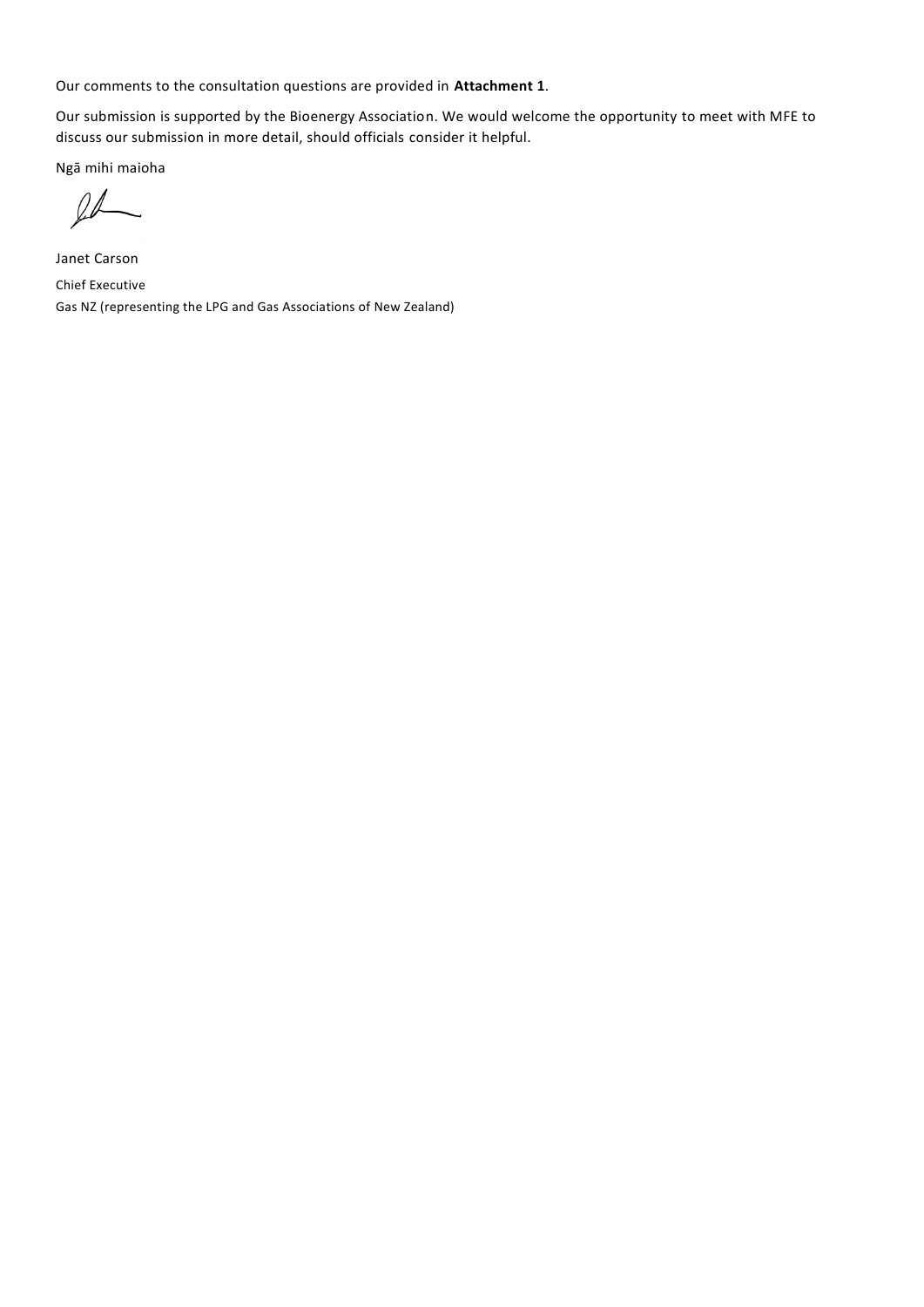Our comments to the consultation questions are provided in **Attachment 1**.

Our submission is supported by the Bioenergy Association. We would welcome the opportunity to meet with MFE to discuss our submission in more detail, should officials consider it helpful.

Ngā mihi maioha

Janet Carson

Chief Executive

Gas NZ (representing the LPG and Gas Associations of New Zealand)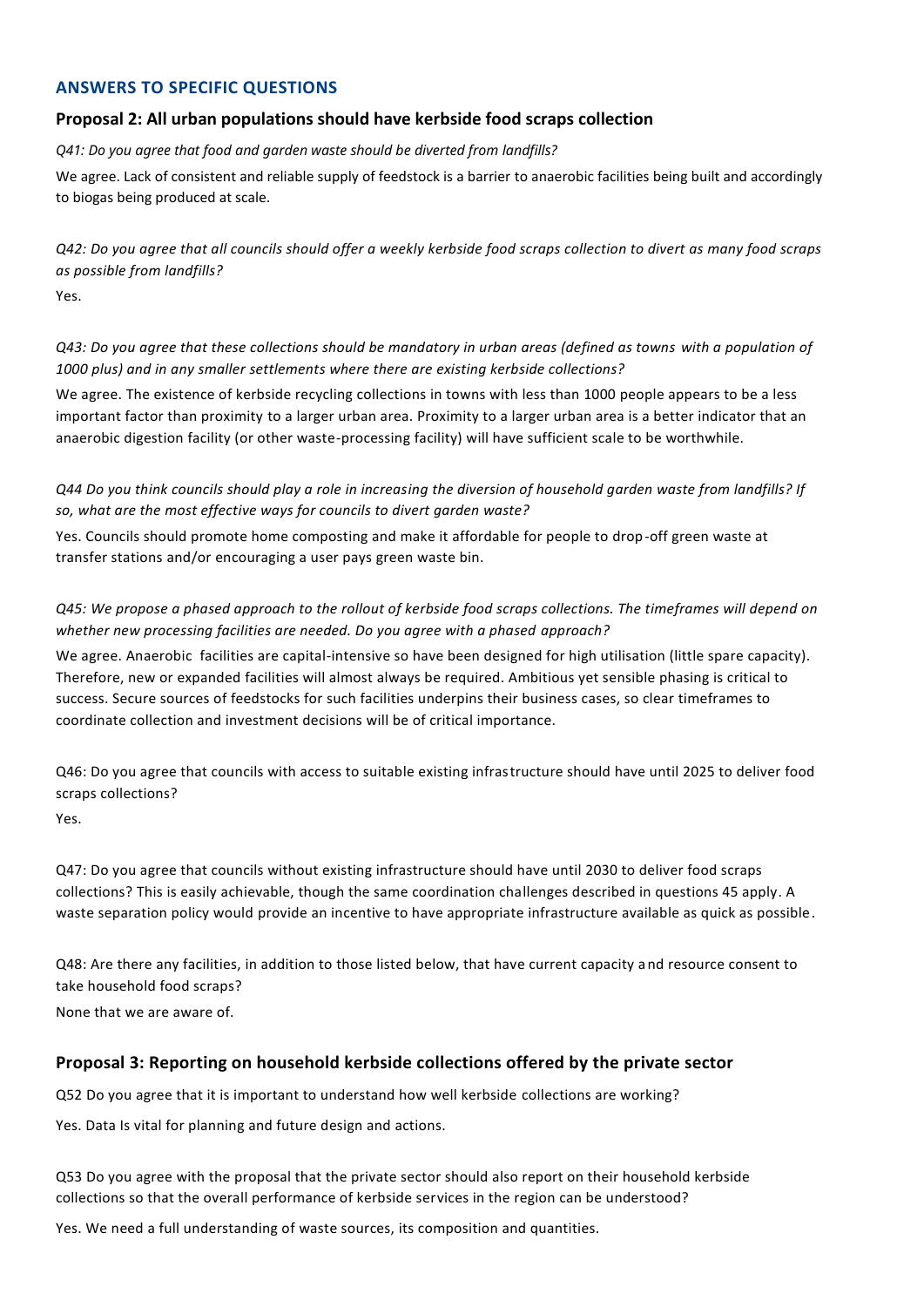## ANSWERS TO SPECIFIC QUESTIONS

### Proposal 2: All urban populations should have kerbside food scraps collection

*Q41: Do you agree that food and garden waste should be diverted from landfills?*

We agree. Lack of consistent and reliable supply of feedstock is a barrier to anaerobic facilities being built and accordingly to biogas being produced at scale.

*Q42: Do you agree that all councils should offer a weekly kerbside food scraps collection to divert as many food scraps as possible from landfills?*

Yes.

*Q43: Do you agree that these collections should be mandatory in urban areas (defined as towns with a population of 1000 plus) and in any smaller settlements where there are existing kerbside collections?*

We agree. The existence of kerbside recycling collections in towns with less than 1000 people appears to be a less important factor than proximity to a larger urban area. Proximity to a larger urban area is a better indicator that an anaerobic digestion facility (or other waste-processing facility) will have sufficient scale to be worthwhile.

*Q44 Do you think councils should play a role in increasing the diversion of household garden waste from landfills? If so, what are the most effective ways for councils to divert garden waste?*

Yes. Councils should promote home composting and make it affordable for people to drop-off green waste at transfer stations and/or encouraging a user pays green waste bin.

*Q45: We propose a phased approach to the rollout of kerbside food scraps collections. The timeframes will depend on whether new processing facilities are needed. Do you agree with a phased approach?*

We agree. Anaerobic facilities are capital-intensive so have been designed for high utilisation (little spare capacity). Therefore, new or expanded facilities will almost always be required. Ambitious yet sensible phasing is critical to success. Secure sources of feedstocks for such facilities underpins their business cases, so clear timeframes to coordinate collection and investment decisions will be of critical importance.

Q46: Do you agree that councils with access to suitable existing infrastructure should have until 2025 to deliver food scraps collections?

Yes.

Q47: Do you agree that councils without existing infrastructure should have until 2030 to deliver food scraps collections? This is easily achievable, though the same coordination challenges described in questions 45 apply. A waste separation policy would provide an incentive to have appropriate infrastructure available as quick as possible.

Q48: Are there any facilities, in addition to those listed below, that have current capacity and resource consent to take household food scraps?

None that we are aware of.

### Proposal 3: Reporting on household kerbside collections offered by the private sector

Q52 Do you agree that it is important to understand how well kerbside collections are working?

Yes. Data Is vital for planning and future design and actions.

Q53 Do you agree with the proposal that the private sector should also report on their household kerbside collections so that the overall performance of kerbside services in the region can be understood?

Yes. We need a full understanding of waste sources, its composition and quantities.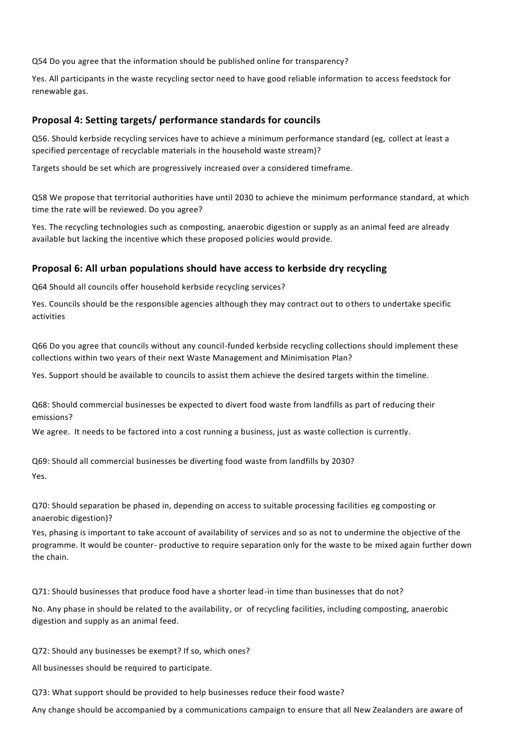Q54 Do you agree that the information should be published online for transparency?

Yes. All participants in the waste recycling sector need to have good reliable information to access feedstock for renewable gas.

## Proposal 4: Setting targets/ performance standards for councils

Q56. Should kerbside recycling services have to achieve a minimum performance standard (eg, collect at least a specified percentage of recyclable materials in the household waste stream)?

Targets should be set which are progressively increased over a considered timeframe.

Q58 We propose that territorial authorities have until 2030 to achieve the minimum performance standard, at which time the rate will be reviewed. Do you agree?

Yes. The recycling technologies such as composting, anaerobic digestion or supply as an animal feed are already available but lacking the incentive which these proposed policies would provide.

## Proposal 6: All urban populations should have access to kerbside dry recycling

Q64 Should all councils offer household kerbside recycling services?

Yes. Councils should be the responsible agencies although they may contract out to others to undertake specific activities

Q66 Do you agree that councils without any council-funded kerbside recycling collections should implement these collections within two years of their next Waste Management and Minimisation Plan?

Yes. Support should be available to councils to assist them achieve the desired targets within the timeline.

Q68: Should commercial businesses be expected to divert food waste from landfills as part of reducing their emissions?

We agree. It needs to be factored into a cost running a business, just as waste collection is currently.

Q69: Should all commercial businesses be diverting food waste from landfills by 2030?

Yes.

Q70: Should separation be phased in, depending on access to suitable processing facilities eg composting or anaerobic digestion)?

Yes, phasing is important to take account of availability of services and so as not to undermine the objective of the programme. It would be counter- productive to require separation only for the waste to be mixed again further down the chain.

Q71: Should businesses that produce food have a shorter lead-in time than businesses that do not?

No. Any phase in should be related to the availability, or of recycling facilities, including composting, anaerobic digestion and supply as an animal feed.

Q72: Should any businesses be exempt? If so, which ones?

All businesses should be required to participate.

Q73: What support should be provided to help businesses reduce their food waste?

Any change should be accompanied by a communications campaign to ensure that all New Zealanders are aware of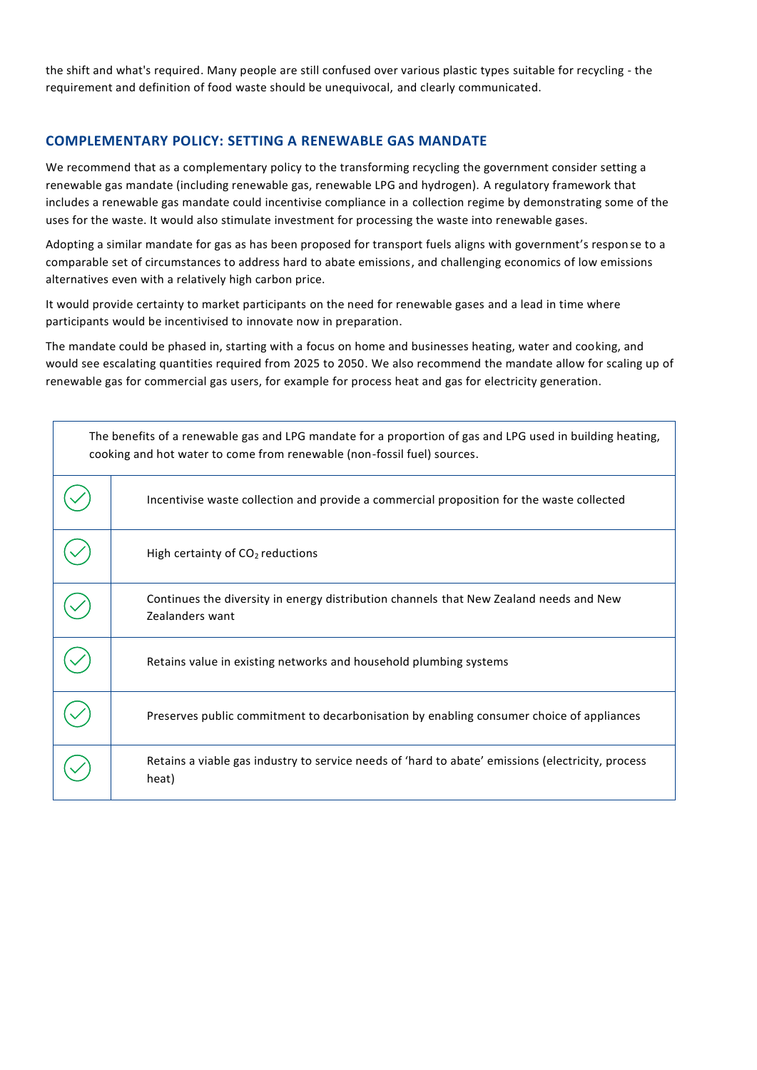the shift and what's required. Many people are still confused over various plastic types suitable for recycling - the requirement and definition of food waste should be unequivocal, and clearly communicated.

## COMPLEMENTARY POLICY: SETTING A RENEWABLE GAS MANDATE

We recommend that as a complementary policy to the transforming recycling the government consider setting a renewable gas mandate (including renewable gas, renewable LPG and hydrogen). A regulatory framework that includes a renewable gas mandate could incentivise compliance in a collection regime by demonstrating some of the uses for the waste. It would also stimulate investment for processing the waste into renewable gases.

Adopting a similar mandate for gas as has been proposed for transport fuels aligns with government's response to a comparable set of circumstances to address hard to abate emissions, and challenging economics of low emissions alternatives even with a relatively high carbon price.

It would provide certainty to market participants on the need for renewable gases and a lead in time where participants would be incentivised to innovate now in preparation.

The mandate could be phased in, starting with a focus on home and businesses heating, water and cooking, and would see escalating quantities required from 2025 to 2050. We also recommend the mandate allow for scaling up of renewable gas for commercial gas users, for example for process heat and gas for electricity generation.

| The benefits of a renewable gas and LPG mandate for a proportion of gas and LPG used in building heating, cooking and hot water to come from renewable (non-fossil fuel) sources. | |
|---|---|
| ✓ | Incentivise waste collection and provide a commercial proposition for the waste collected |
| ✓ | High certainty of $CO_2$ reductions |
| ✓ | Continues the diversity in energy distribution channels that New Zealand needs and New Zealanders want |
| ✓ | Retains value in existing networks and household plumbing systems |
| ✓ | Preserves public commitment to decarbonisation by enabling consumer choice of appliances |
| ✓ | Retains a viable gas industry to service needs of 'hard to abate' emissions (electricity, process heat) |